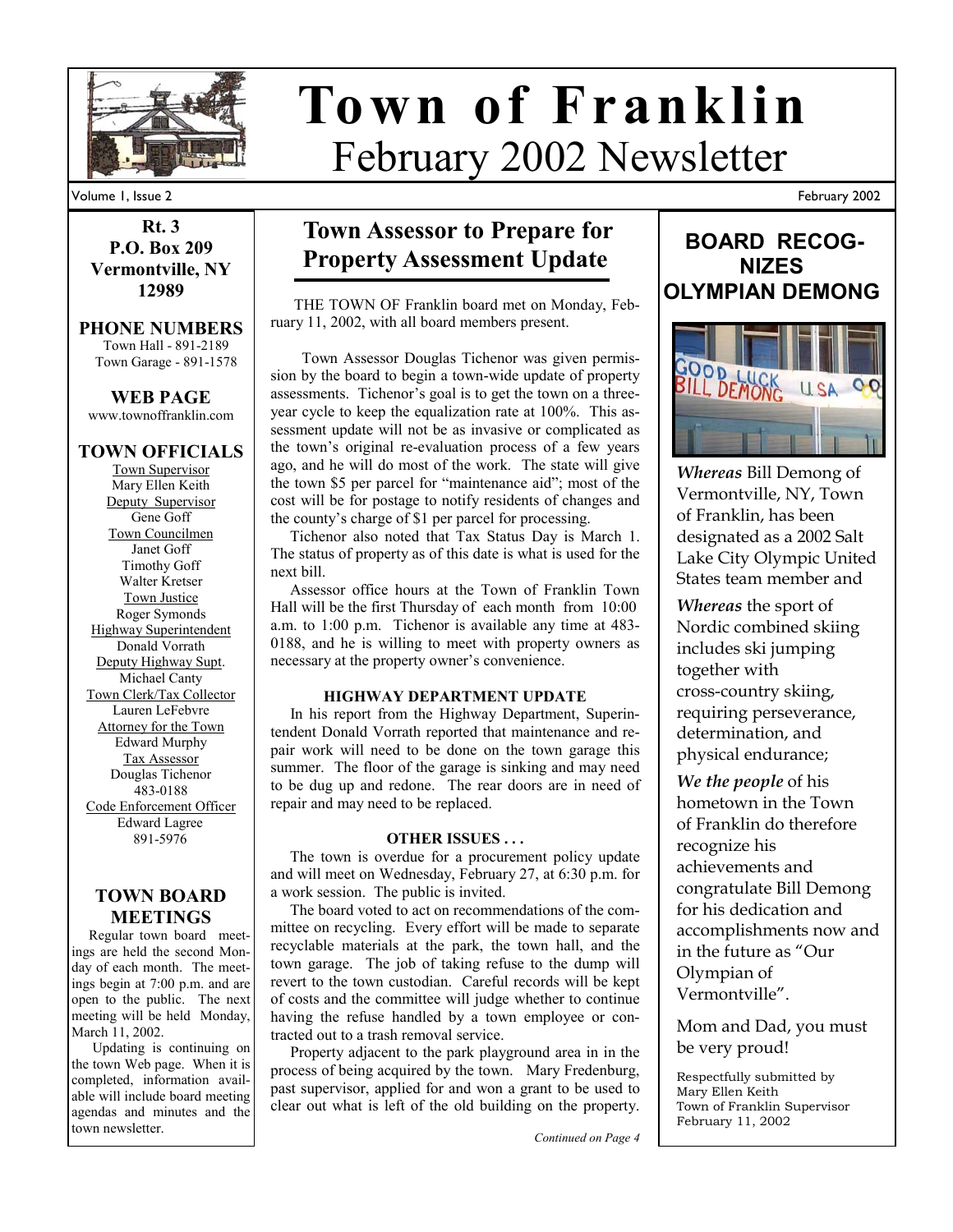# Town of Franklin

## February 2002 Newsletter

Volume 1, Issue 2 — February 2002

**Rt. 3**
**P.O. Box 209**
**Vermontville, NY**
**12989**

### PHONE NUMBERS

Town Hall - 891-2189
Town Garage - 891-1578

### WEB PAGE

www.townoffranklin.com

### TOWN OFFICIALS

Town Supervisor
Mary Ellen Keith

Deputy Supervisor
Gene Goff

Town Councilmen
Janet Goff
Timothy Goff
Walter Kretser

Town Justice
Roger Symonds

Highway Superintendent
Donald Vorrath

Deputy Highway Supt.
Michael Canty

Town Clerk/Tax Collector
Lauren LeFebvre

Attorney for the Town
Edward Murphy

Tax Assessor
Douglas Tichenor
483-0188

Code Enforcement Officer
Edward Lagree
891-5976

### TOWN BOARD MEETINGS

Regular town board meetings are held the second Monday of each month. The meetings begin at 7:00 p.m. and are open to the public. The next meeting will be held Monday, March 11, 2002.

Updating is continuing on the town Web page. When it is completed, information available will include board meeting agendas and minutes and the town newsletter.

## Town Assessor to Prepare for Property Assessment Update

THE TOWN OF Franklin board met on Monday, February 11, 2002, with all board members present.

Town Assessor Douglas Tichenor was given permission by the board to begin a town-wide update of property assessments. Tichenor's goal is to get the town on a three-year cycle to keep the equalization rate at 100%. This assessment update will not be as invasive or complicated as the town's original re-evaluation process of a few years ago, and he will do most of the work. The state will give the town $5 per parcel for "maintenance aid"; most of the cost will be for postage to notify residents of changes and the county's charge of $1 per parcel for processing.

Tichenor also noted that Tax Status Day is March 1. The status of property as of this date is what is used for the next bill.

Assessor office hours at the Town of Franklin Town Hall will be the first Thursday of each month from 10:00 a.m. to 1:00 p.m. Tichenor is available any time at 483-0188, and he is willing to meet with property owners as necessary at the property owner's convenience.

**HIGHWAY DEPARTMENT UPDATE**

In his report from the Highway Department, Superintendent Donald Vorrath reported that maintenance and repair work will need to be done on the town garage this summer. The floor of the garage is sinking and may need to be dug up and redone. The rear doors are in need of repair and may need to be replaced.

**OTHER ISSUES . . .**

The town is overdue for a procurement policy update and will meet on Wednesday, February 27, at 6:30 p.m. for a work session. The public is invited.

The board voted to act on recommendations of the committee on recycling. Every effort will be made to separate recyclable materials at the park, the town hall, and the town garage. The job of taking refuse to the dump will revert to the town custodian. Careful records will be kept of costs and the committee will judge whether to continue having the refuse handled by a town employee or contracted out to a trash removal service.

Property adjacent to the park playground area in in the process of being acquired by the town. Mary Fredenburg, past supervisor, applied for and won a grant to be used to clear out what is left of the old building on the property.

*Continued on Page 4*

## BOARD RECOGNIZES OLYMPIAN DEMONG

*Whereas* Bill Demong of Vermontville, NY, Town of Franklin, has been designated as a 2002 Salt Lake City Olympic United States team member and

*Whereas* the sport of Nordic combined skiing includes ski jumping together with cross-country skiing, requiring perseverance, determination, and physical endurance;

*We the people* of his hometown in the Town of Franklin do therefore recognize his achievements and congratulate Bill Demong for his dedication and accomplishments now and in the future as "Our Olympian of Vermontville".

Mom and Dad, you must be very proud!

Respectfully submitted by
Mary Ellen Keith
Town of Franklin Supervisor
February 11, 2002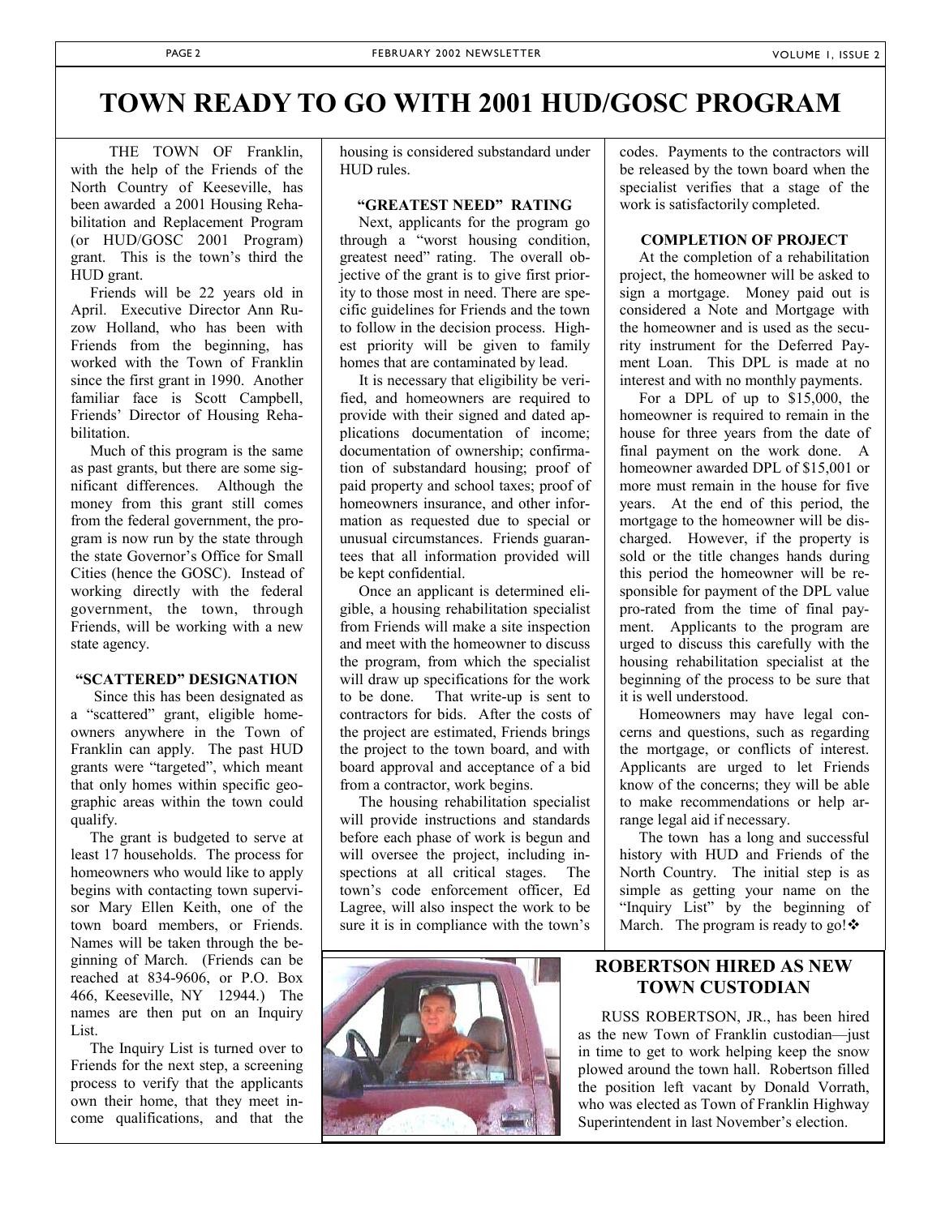# TOWN READY TO GO WITH 2001 HUD/GOSC PROGRAM

THE TOWN OF Franklin, with the help of the Friends of the North Country of Keeseville, has been awarded a 2001 Housing Rehabilitation and Replacement Program (or HUD/GOSC 2001 Program) grant. This is the town's third the HUD grant.

Friends will be 22 years old in April. Executive Director Ann Ruzow Holland, who has been with Friends from the beginning, has worked with the Town of Franklin since the first grant in 1990. Another familiar face is Scott Campbell, Friends' Director of Housing Rehabilitation.

Much of this program is the same as past grants, but there are some significant differences. Although the money from this grant still comes from the federal government, the program is now run by the state through the state Governor's Office for Small Cities (hence the GOSC). Instead of working directly with the federal government, the town, through Friends, will be working with a new state agency.

### "SCATTERED" DESIGNATION

Since this has been designated as a "scattered" grant, eligible homeowners anywhere in the Town of Franklin can apply. The past HUD grants were "targeted", which meant that only homes within specific geographic areas within the town could qualify.

The grant is budgeted to serve at least 17 households. The process for homeowners who would like to apply begins with contacting town supervisor Mary Ellen Keith, one of the town board members, or Friends. Names will be taken through the beginning of March. (Friends can be reached at 834-9606, or P.O. Box 466, Keeseville, NY 12944.) The names are then put on an Inquiry List.

The Inquiry List is turned over to Friends for the next step, a screening process to verify that the applicants own their home, that they meet income qualifications, and that the housing is considered substandard under HUD rules.

### "GREATEST NEED" RATING

Next, applicants for the program go through a "worst housing condition, greatest need" rating. The overall objective of the grant is to give first priority to those most in need. There are specific guidelines for Friends and the town to follow in the decision process. Highest priority will be given to family homes that are contaminated by lead.

It is necessary that eligibility be verified, and homeowners are required to provide with their signed and dated applications documentation of income; documentation of ownership; confirmation of substandard housing; proof of paid property and school taxes; proof of homeowners insurance, and other information as requested due to special or unusual circumstances. Friends guarantees that all information provided will be kept confidential.

Once an applicant is determined eligible, a housing rehabilitation specialist from Friends will make a site inspection and meet with the homeowner to discuss the program, from which the specialist will draw up specifications for the work to be done. That write-up is sent to contractors for bids. After the costs of the project are estimated, Friends brings the project to the town board, and with board approval and acceptance of a bid from a contractor, work begins.

The housing rehabilitation specialist will provide instructions and standards before each phase of work is begun and will oversee the project, including inspections at all critical stages. The town's code enforcement officer, Ed Lagree, will also inspect the work to be sure it is in compliance with the town's codes. Payments to the contractors will be released by the town board when the specialist verifies that a stage of the work is satisfactorily completed.

### COMPLETION OF PROJECT

At the completion of a rehabilitation project, the homeowner will be asked to sign a mortgage. Money paid out is considered a Note and Mortgage with the homeowner and is used as the security instrument for the Deferred Payment Loan. This DPL is made at no interest and with no monthly payments.

For a DPL of up to $15,000, the homeowner is required to remain in the house for three years from the date of final payment on the work done. A homeowner awarded DPL of $15,001 or more must remain in the house for five years. At the end of this period, the mortgage to the homeowner will be discharged. However, if the property is sold or the title changes hands during this period the homeowner will be responsible for payment of the DPL value pro-rated from the time of final payment. Applicants to the program are urged to discuss this carefully with the housing rehabilitation specialist at the beginning of the process to be sure that it is well understood.

Homeowners may have legal concerns and questions, such as regarding the mortgage, or conflicts of interest. Applicants are urged to let Friends know of the concerns; they will be able to make recommendations or help arrange legal aid if necessary.

The town has a long and successful history with HUD and Friends of the North Country. The initial step is as simple as getting your name on the "Inquiry List" by the beginning of March. The program is ready to go! ❖

## ROBERTSON HIRED AS NEW TOWN CUSTODIAN

RUSS ROBERTSON, JR., has been hired as the new Town of Franklin custodian—just in time to get to work helping keep the snow plowed around the town hall. Robertson filled the position left vacant by Donald Vorrath, who was elected as Town of Franklin Highway Superintendent in last November's election.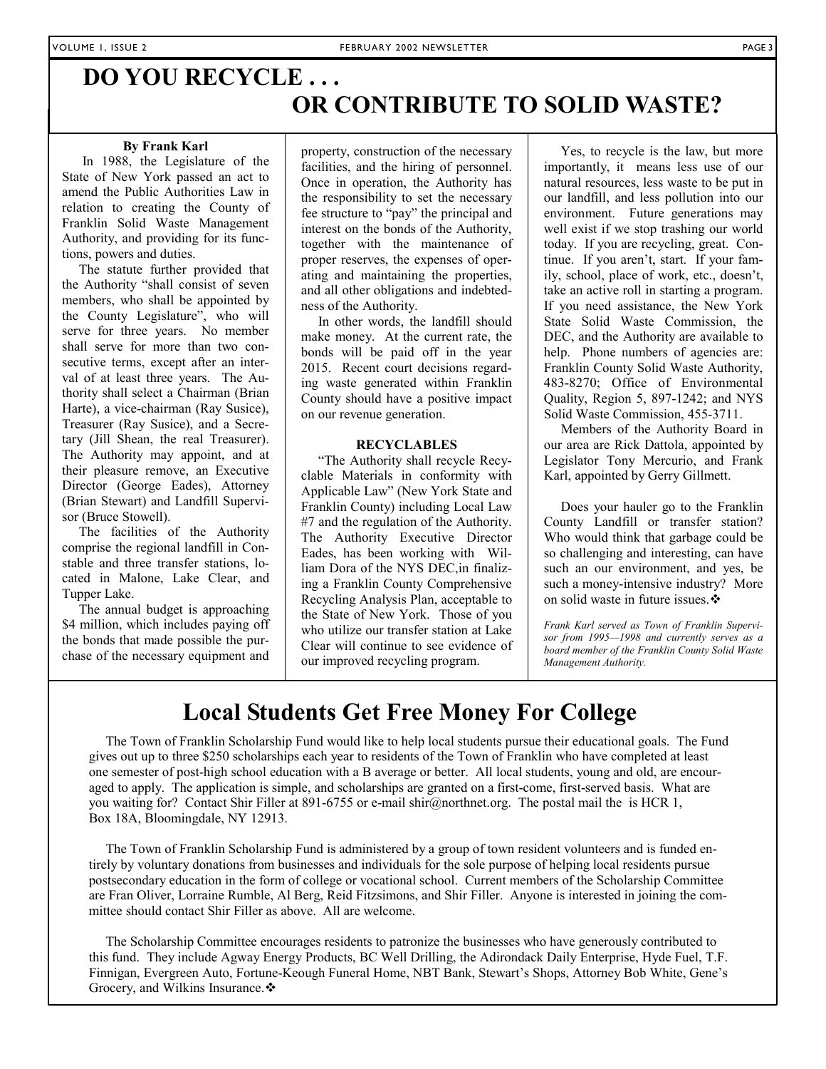# DO YOU RECYCLE . . . OR CONTRIBUTE TO SOLID WASTE?

**By Frank Karl**

In 1988, the Legislature of the State of New York passed an act to amend the Public Authorities Law in relation to creating the County of Franklin Solid Waste Management Authority, and providing for its functions, powers and duties.

The statute further provided that the Authority "shall consist of seven members, who shall be appointed by the County Legislature", who will serve for three years. No member shall serve for more than two consecutive terms, except after an interval of at least three years. The Authority shall select a Chairman (Brian Harte), a vice-chairman (Ray Susice), Treasurer (Ray Susice), and a Secretary (Jill Shean, the real Treasurer). The Authority may appoint, and at their pleasure remove, an Executive Director (George Eades), Attorney (Brian Stewart) and Landfill Supervisor (Bruce Stowell).

The facilities of the Authority comprise the regional landfill in Constable and three transfer stations, located in Malone, Lake Clear, and Tupper Lake.

The annual budget is approaching $4 million, which includes paying off the bonds that made possible the purchase of the necessary equipment and property, construction of the necessary facilities, and the hiring of personnel. Once in operation, the Authority has the responsibility to set the necessary fee structure to "pay" the principal and interest on the bonds of the Authority, together with the maintenance of proper reserves, the expenses of operating and maintaining the properties, and all other obligations and indebtedness of the Authority.

In other words, the landfill should make money. At the current rate, the bonds will be paid off in the year 2015. Recent court decisions regarding waste generated within Franklin County should have a positive impact on our revenue generation.

**RECYCLABLES**

"The Authority shall recycle Recyclable Materials in conformity with Applicable Law" (New York State and Franklin County) including Local Law #7 and the regulation of the Authority. The Authority Executive Director Eades, has been working with William Dora of the NYS DEC,in finalizing a Franklin County Comprehensive Recycling Analysis Plan, acceptable to the State of New York. Those of you who utilize our transfer station at Lake Clear will continue to see evidence of our improved recycling program.

Yes, to recycle is the law, but more importantly, it means less use of our natural resources, less waste to be put in our landfill, and less pollution into our environment. Future generations may well exist if we stop trashing our world today. If you are recycling, great. Continue. If you aren't, start. If your family, school, place of work, etc., doesn't, take an active roll in starting a program. If you need assistance, the New York State Solid Waste Commission, the DEC, and the Authority are available to help. Phone numbers of agencies are: Franklin County Solid Waste Authority, 483-8270; Office of Environmental Quality, Region 5, 897-1242; and NYS Solid Waste Commission, 455-3711.

Members of the Authority Board in our area are Rick Dattola, appointed by Legislator Tony Mercurio, and Frank Karl, appointed by Gerry Gillmett.

Does your hauler go to the Franklin County Landfill or transfer station? Who would think that garbage could be so challenging and interesting, can have such an our environment, and yes, be such a money-intensive industry? More on solid waste in future issues.❖

*Frank Karl served as Town of Franklin Supervisor from 1995—1998 and currently serves as a board member of the Franklin County Solid Waste Management Authority.*

# Local Students Get Free Money For College

The Town of Franklin Scholarship Fund would like to help local students pursue their educational goals. The Fund gives out up to three $250 scholarships each year to residents of the Town of Franklin who have completed at least one semester of post-high school education with a B average or better. All local students, young and old, are encouraged to apply. The application is simple, and scholarships are granted on a first-come, first-served basis. What are you waiting for? Contact Shir Filler at 891-6755 or e-mail shir@northnet.org. The postal mail the is HCR 1, Box 18A, Bloomingdale, NY 12913.

The Town of Franklin Scholarship Fund is administered by a group of town resident volunteers and is funded entirely by voluntary donations from businesses and individuals for the sole purpose of helping local residents pursue postsecondary education in the form of college or vocational school. Current members of the Scholarship Committee are Fran Oliver, Lorraine Rumble, Al Berg, Reid Fitzsimons, and Shir Filler. Anyone is interested in joining the committee should contact Shir Filler as above. All are welcome.

The Scholarship Committee encourages residents to patronize the businesses who have generously contributed to this fund. They include Agway Energy Products, BC Well Drilling, the Adirondack Daily Enterprise, Hyde Fuel, T.F. Finnigan, Evergreen Auto, Fortune-Keough Funeral Home, NBT Bank, Stewart's Shops, Attorney Bob White, Gene's Grocery, and Wilkins Insurance.❖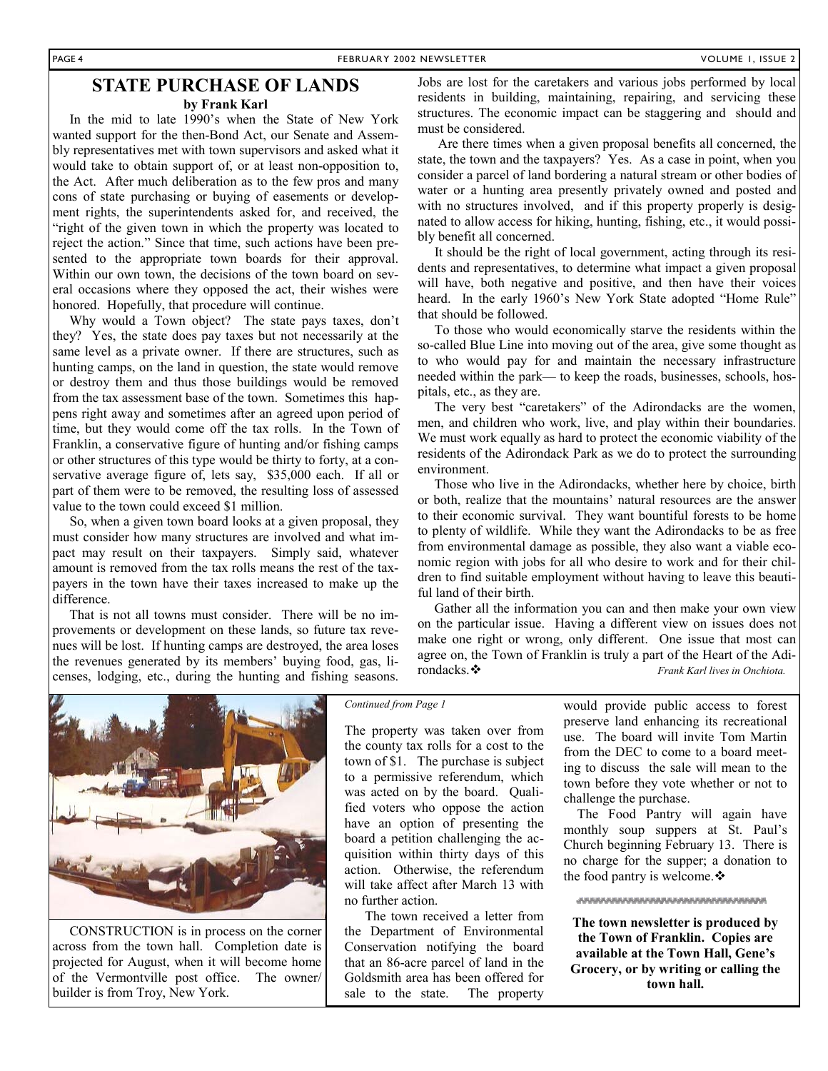## STATE PURCHASE OF LANDS

**by Frank Karl**

In the mid to late 1990's when the State of New York wanted support for the then-Bond Act, our Senate and Assembly representatives met with town supervisors and asked what it would take to obtain support of, or at least non-opposition to, the Act. After much deliberation as to the few pros and many cons of state purchasing or buying of easements or development rights, the superintendents asked for, and received, the "right of the given town in which the property was located to reject the action." Since that time, such actions have been presented to the appropriate town boards for their approval. Within our own town, the decisions of the town board on several occasions where they opposed the act, their wishes were honored. Hopefully, that procedure will continue.

Why would a Town object? The state pays taxes, don't they? Yes, the state does pay taxes but not necessarily at the same level as a private owner. If there are structures, such as hunting camps, on the land in question, the state would remove or destroy them and thus those buildings would be removed from the tax assessment base of the town. Sometimes this happens right away and sometimes after an agreed upon period of time, but they would come off the tax rolls. In the Town of Franklin, a conservative figure of hunting and/or fishing camps or other structures of this type would be thirty to forty, at a conservative average figure of, lets say, $35,000 each. If all or part of them were to be removed, the resulting loss of assessed value to the town could exceed $1 million.

So, when a given town board looks at a given proposal, they must consider how many structures are involved and what impact may result on their taxpayers. Simply said, whatever amount is removed from the tax rolls means the rest of the taxpayers in the town have their taxes increased to make up the difference.

That is not all towns must consider. There will be no improvements or development on these lands, so future tax revenues will be lost. If hunting camps are destroyed, the area loses the revenues generated by its members' buying food, gas, licenses, lodging, etc., during the hunting and fishing seasons. Jobs are lost for the caretakers and various jobs performed by local residents in building, maintaining, repairing, and servicing these structures. The economic impact can be staggering and should and must be considered.

Are there times when a given proposal benefits all concerned, the state, the town and the taxpayers? Yes. As a case in point, when you consider a parcel of land bordering a natural stream or other bodies of water or a hunting area presently privately owned and posted and with no structures involved, and if this property properly is designated to allow access for hiking, hunting, fishing, etc., it would possibly benefit all concerned.

It should be the right of local government, acting through its residents and representatives, to determine what impact a given proposal will have, both negative and positive, and then have their voices heard. In the early 1960's New York State adopted "Home Rule" that should be followed.

To those who would economically starve the residents within the so-called Blue Line into moving out of the area, give some thought as to who would pay for and maintain the necessary infrastructure needed within the park— to keep the roads, businesses, schools, hospitals, etc., as they are.

The very best "caretakers" of the Adirondacks are the women, men, and children who work, live, and play within their boundaries. We must work equally as hard to protect the economic viability of the residents of the Adirondack Park as we do to protect the surrounding environment.

Those who live in the Adirondacks, whether here by choice, birth or both, realize that the mountains' natural resources are the answer to their economic survival. They want bountiful forests to be home to plenty of wildlife. While they want the Adirondacks to be as free from environmental damage as possible, they also want a viable economic region with jobs for all who desire to work and for their children to find suitable employment without having to leave this beautiful land of their birth.

Gather all the information you can and then make your own view on the particular issue. Having a different view on issues does not make one right or wrong, only different. One issue that most can agree on, the Town of Franklin is truly a part of the Heart of the Adirondacks.❖ *Frank Karl lives in Onchiota.*

CONSTRUCTION is in process on the corner across from the town hall. Completion date is projected for August, when it will become home of the Vermontville post office. The owner/builder is from Troy, New York.

*Continued from Page 1*

The property was taken over from the county tax rolls for a cost to the town of $1. The purchase is subject to a permissive referendum, which was acted on by the board. Qualified voters who oppose the action have an option of presenting the board a petition challenging the acquisition within thirty days of this action. Otherwise, the referendum will take affect after March 13 with no further action.

The town received a letter from the Department of Environmental Conservation notifying the board that an 86-acre parcel of land in the Goldsmith area has been offered for sale to the state. The property would provide public access to forest preserve land enhancing its recreational use. The board will invite Tom Martin from the DEC to come to a board meeting to discuss the sale will mean to the town before they vote whether or not to challenge the purchase.

The Food Pantry will again have monthly soup suppers at St. Paul's Church beginning February 13. There is no charge for the supper; a donation to the food pantry is welcome.❖

**The town newsletter is produced by the Town of Franklin. Copies are available at the Town Hall, Gene's Grocery, or by writing or calling the town hall.**